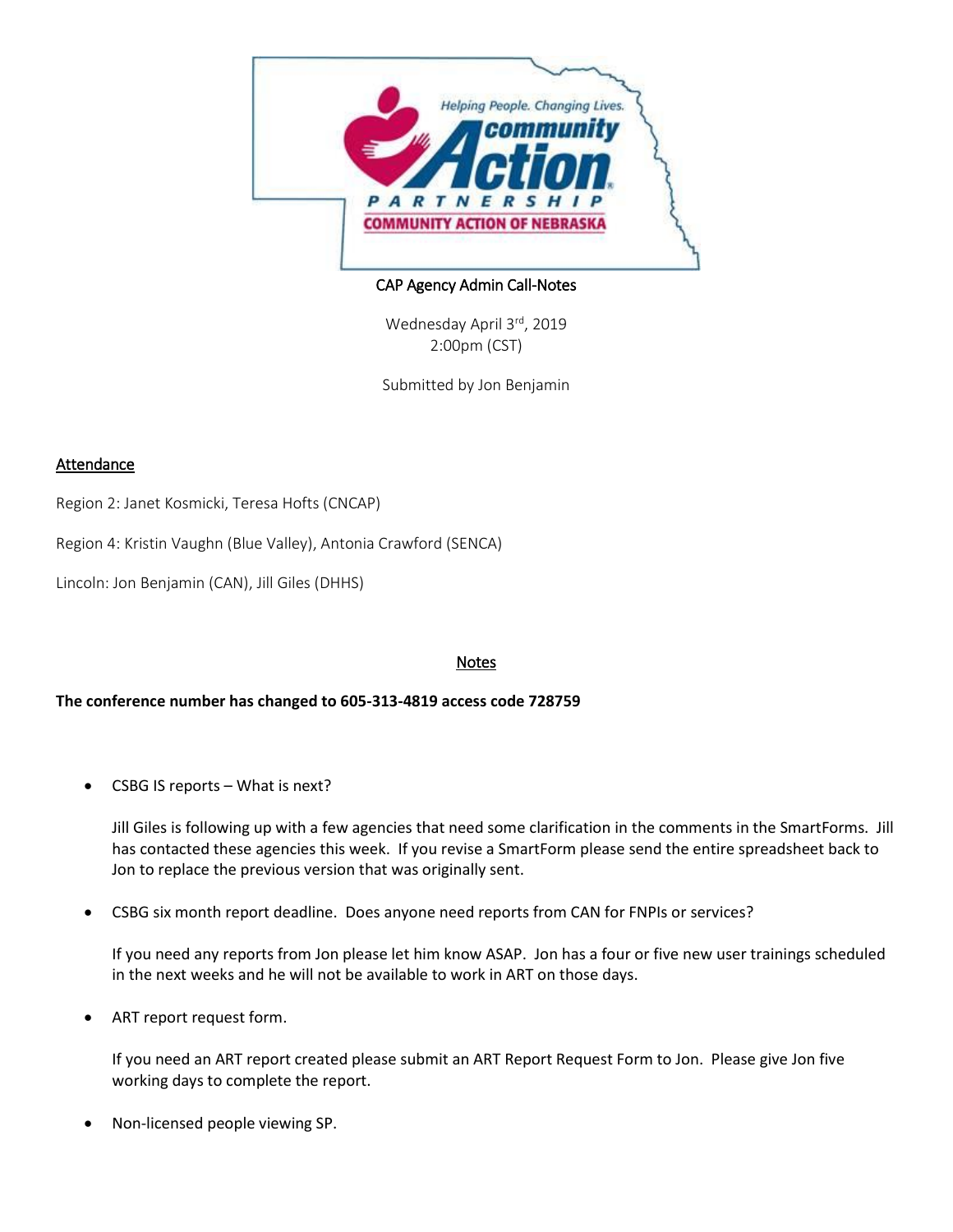Helping People. Changing Lives.

community Action

PARTNERSHIP

COMMUNITY ACTION OF NEBRASKA

CAP Agency Admin Call-Notes

Wednesday April 3rd, 2019
2:00pm (CST)

Submitted by Jon Benjamin

## Attendance

Region 2: Janet Kosmicki, Teresa Hofts (CNCAP)

Region 4: Kristin Vaughn (Blue Valley), Antonia Crawford (SENCA)

Lincoln: Jon Benjamin (CAN), Jill Giles (DHHS)

## Notes

**The conference number has changed to 605-313-4819 access code 728759**

- CSBG IS reports – What is next?

  Jill Giles is following up with a few agencies that need some clarification in the comments in the SmartForms. Jill has contacted these agencies this week. If you revise a SmartForm please send the entire spreadsheet back to Jon to replace the previous version that was originally sent.

- CSBG six month report deadline. Does anyone need reports from CAN for FNPIs or services?

  If you need any reports from Jon please let him know ASAP. Jon has a four or five new user trainings scheduled in the next weeks and he will not be available to work in ART on those days.

- ART report request form.

  If you need an ART report created please submit an ART Report Request Form to Jon. Please give Jon five working days to complete the report.

- Non-licensed people viewing SP.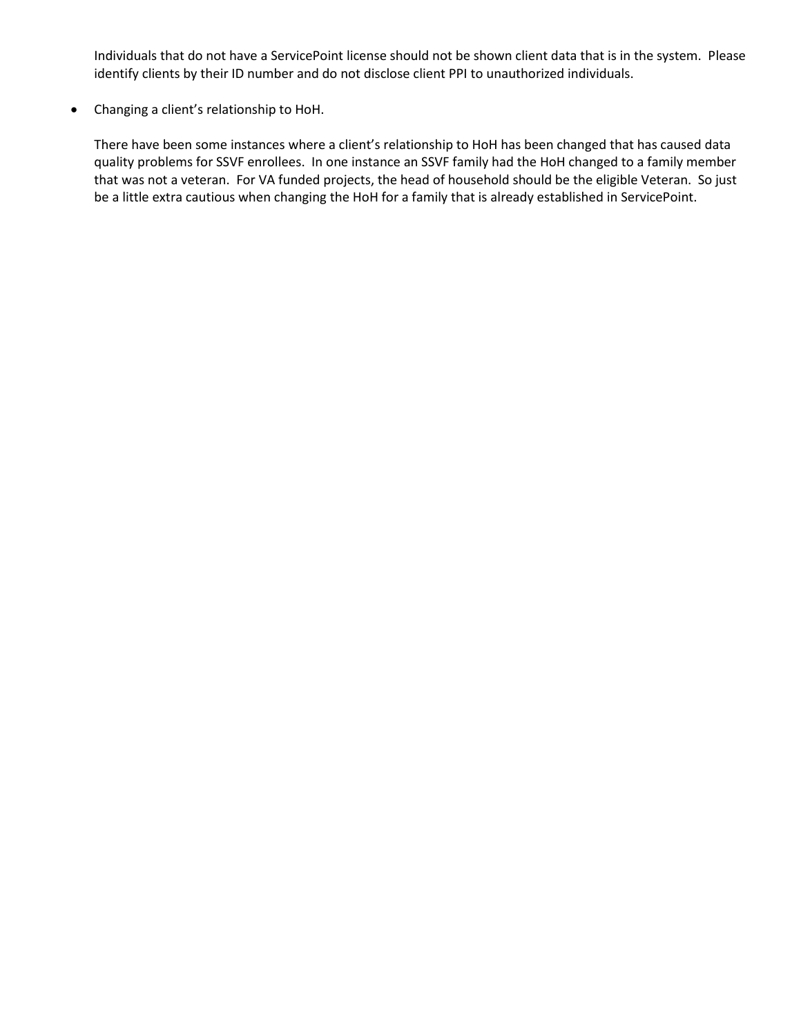Individuals that do not have a ServicePoint license should not be shown client data that is in the system. Please identify clients by their ID number and do not disclose client PPI to unauthorized individuals.

- Changing a client's relationship to HoH.

  There have been some instances where a client's relationship to HoH has been changed that has caused data quality problems for SSVF enrollees. In one instance an SSVF family had the HoH changed to a family member that was not a veteran. For VA funded projects, the head of household should be the eligible Veteran. So just be a little extra cautious when changing the HoH for a family that is already established in ServicePoint.